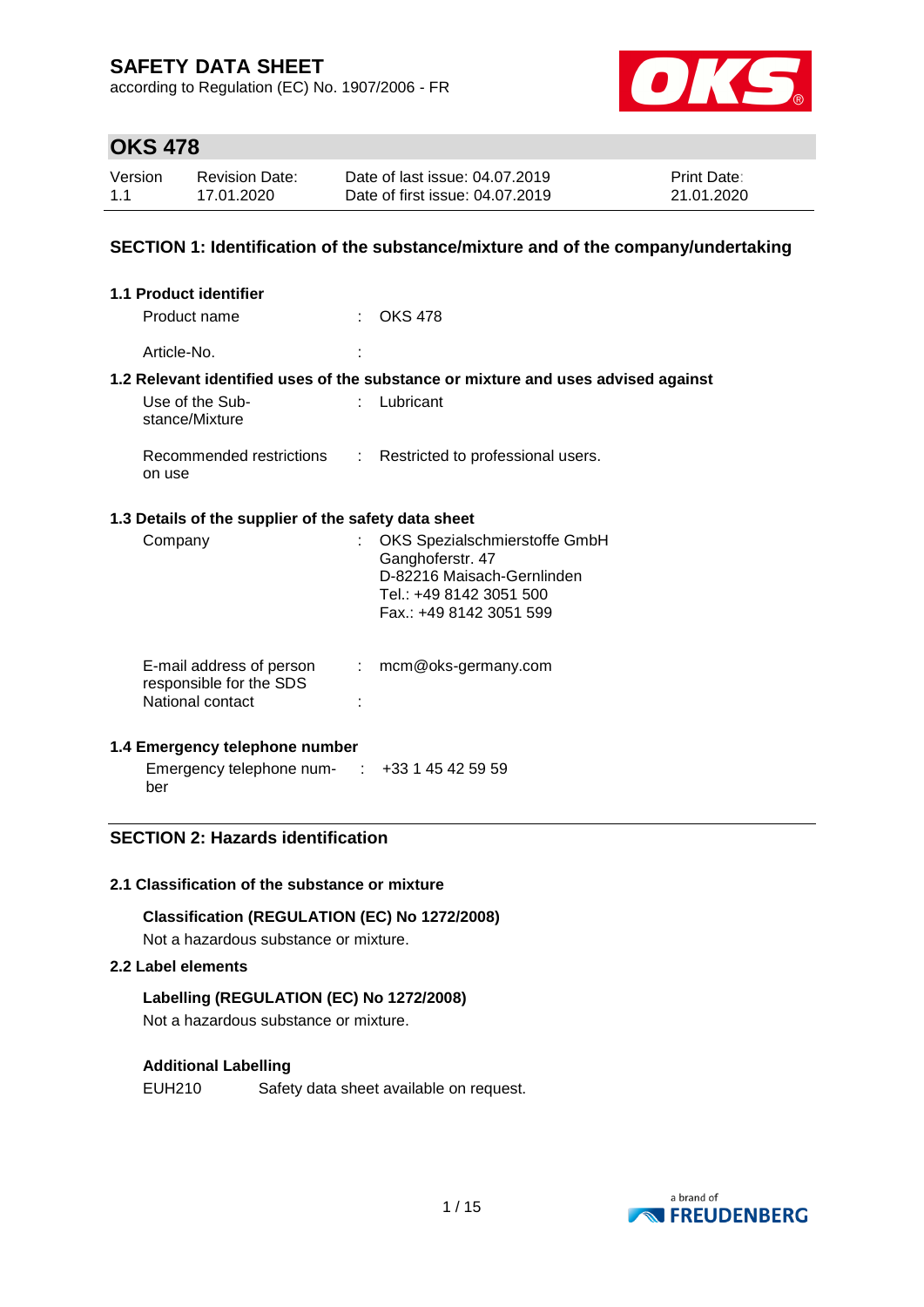# SAFETY DATA SHEET

according to Regulation (EC) No. 1907/2006 - FR

## OKS 478

| Version | Revision Date: | Date of last issue: 04.07.2019 | Print Date: |
|---|---|---|---|
| 1.1 | 17.01.2020 | Date of first issue: 04.07.2019 | 21.01.2020 |

## SECTION 1: Identification of the substance/mixture and of the company/undertaking

### 1.1 Product identifier

Product name : OKS 478

Article-No. :

### 1.2 Relevant identified uses of the substance or mixture and uses advised against

Use of the Substance/Mixture : Lubricant

Recommended restrictions on use : Restricted to professional users.

### 1.3 Details of the supplier of the safety data sheet

Company : OKS Spezialschmierstoffe GmbH
Ganghoferstr. 47
D-82216 Maisach-Gernlinden
Tel.: +49 8142 3051 500
Fax.: +49 8142 3051 599

E-mail address of person responsible for the SDS : mcm@oks-germany.com

National contact :

### 1.4 Emergency telephone number

Emergency telephone number : +33 1 45 42 59 59

## SECTION 2: Hazards identification

### 2.1 Classification of the substance or mixture

**Classification (REGULATION (EC) No 1272/2008)**

Not a hazardous substance or mixture.

### 2.2 Label elements

**Labelling (REGULATION (EC) No 1272/2008)**

Not a hazardous substance or mixture.

**Additional Labelling**

EUH210 Safety data sheet available on request.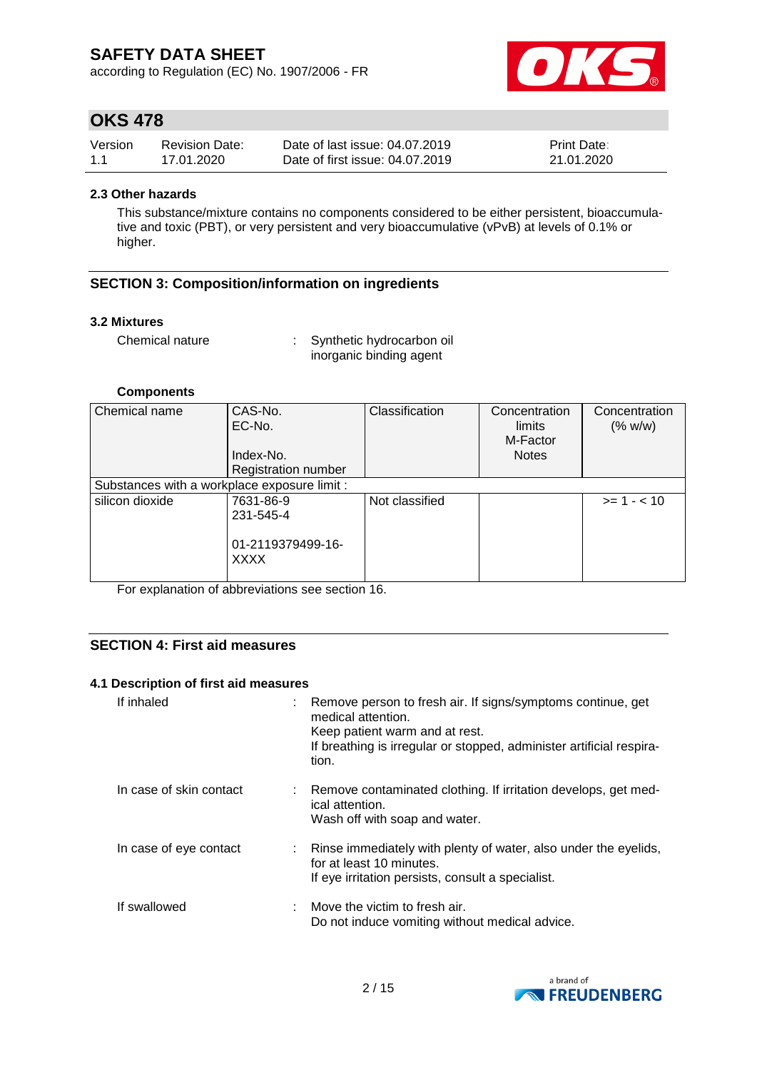#### 2.3 Other hazards

This substance/mixture contains no components considered to be either persistent, bioaccumulative and toxic (PBT), or very persistent and very bioaccumulative (vPvB) at levels of 0.1% or higher.

## SECTION 3: Composition/information on ingredients

#### 3.2 Mixtures

Chemical nature : Synthetic hydrocarbon oil
inorganic binding agent

**Components**

| Chemical name | CAS-No.<br>EC-No.<br><br>Index-No.<br>Registration number | Classification | Concentration limits<br>M-Factor<br>Notes | Concentration (% w/w) |
|---|---|---|---|---|
| Substances with a workplace exposure limit : | | | | |
| silicon dioxide | 7631-86-9<br>231-545-4<br><br>01-2119379499-16-XXXX | Not classified | | >= 1 - < 10 |

For explanation of abbreviations see section 16.

## SECTION 4: First aid measures

#### 4.1 Description of first aid measures

If inhaled : Remove person to fresh air. If signs/symptoms continue, get medical attention.
Keep patient warm and at rest.
If breathing is irregular or stopped, administer artificial respiration.

In case of skin contact : Remove contaminated clothing. If irritation develops, get medical attention.
Wash off with soap and water.

In case of eye contact : Rinse immediately with plenty of water, also under the eyelids, for at least 10 minutes.
If eye irritation persists, consult a specialist.

If swallowed : Move the victim to fresh air.
Do not induce vomiting without medical advice.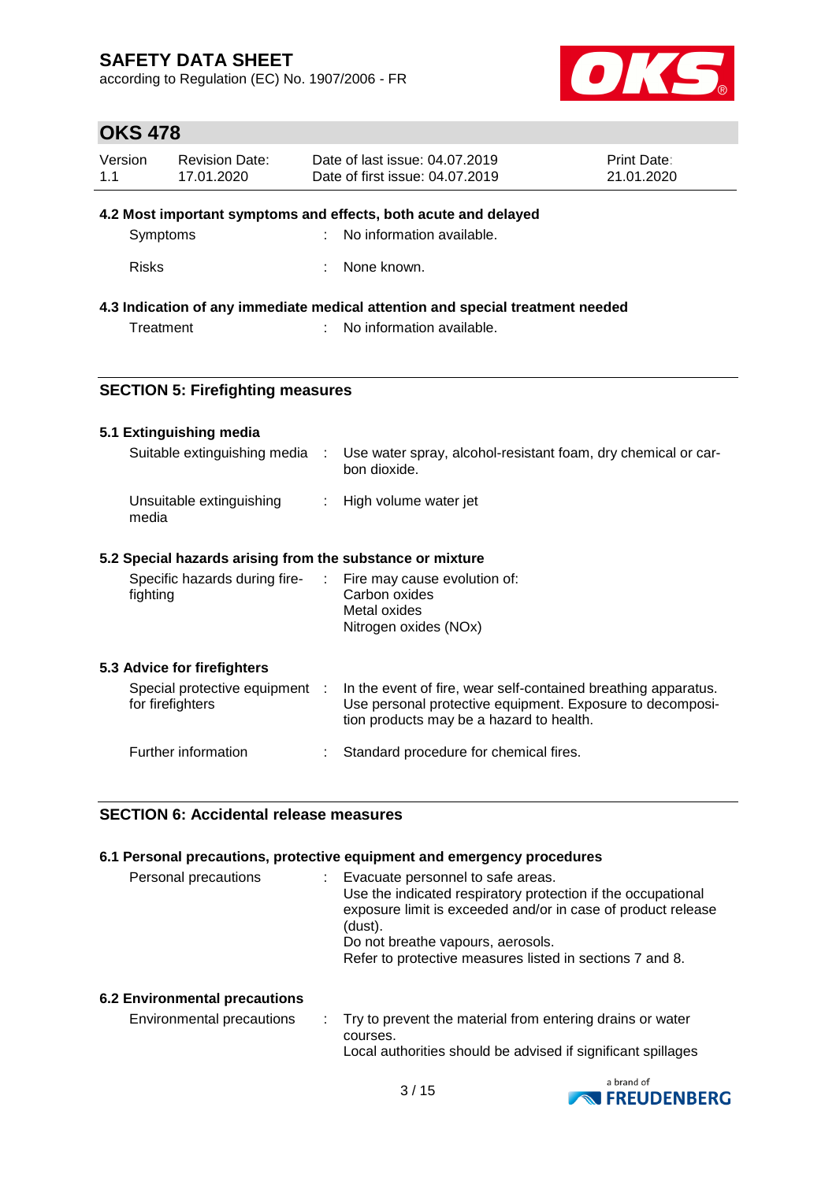### 4.2 Most important symptoms and effects, both acute and delayed

| | |
|---|---|
| Symptoms | : No information available. |
| Risks | : None known. |

### 4.3 Indication of any immediate medical attention and special treatment needed

| | |
|---|---|
| Treatment | : No information available. |

## SECTION 5: Firefighting measures

### 5.1 Extinguishing media

| | |
|---|---|
| Suitable extinguishing media | : Use water spray, alcohol-resistant foam, dry chemical or carbon dioxide. |
| Unsuitable extinguishing media | : High volume water jet |

### 5.2 Special hazards arising from the substance or mixture

| | |
|---|---|
| Specific hazards during firefighting | : Fire may cause evolution of:<br>Carbon oxides<br>Metal oxides<br>Nitrogen oxides (NOx) |

### 5.3 Advice for firefighters

| | |
|---|---|
| Special protective equipment for firefighters | : In the event of fire, wear self-contained breathing apparatus. Use personal protective equipment. Exposure to decomposition products may be a hazard to health. |
| Further information | : Standard procedure for chemical fires. |

## SECTION 6: Accidental release measures

### 6.1 Personal precautions, protective equipment and emergency procedures

| | |
|---|---|
| Personal precautions | : Evacuate personnel to safe areas.<br>Use the indicated respiratory protection if the occupational exposure limit is exceeded and/or in case of product release (dust).<br>Do not breathe vapours, aerosols.<br>Refer to protective measures listed in sections 7 and 8. |

### 6.2 Environmental precautions

| | |
|---|---|
| Environmental precautions | : Try to prevent the material from entering drains or water courses.<br>Local authorities should be advised if significant spillages |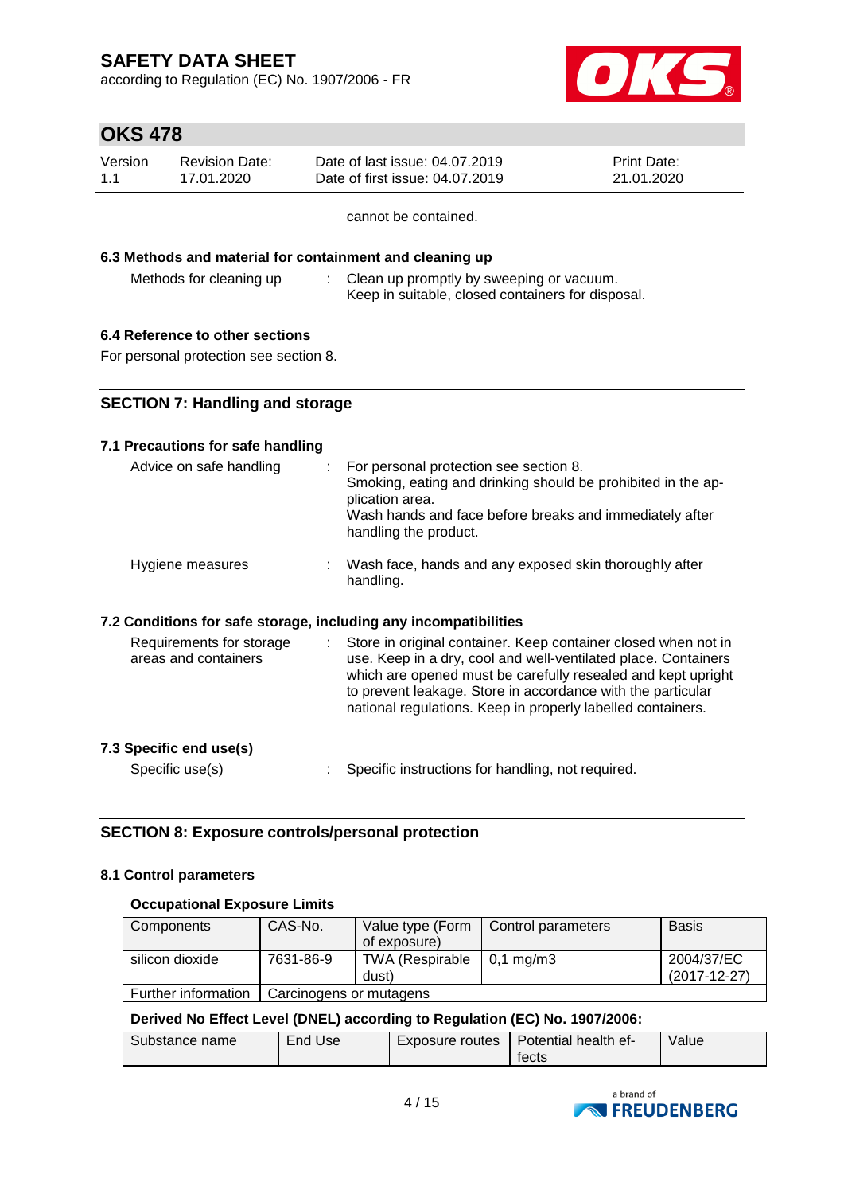cannot be contained.

**6.3 Methods and material for containment and cleaning up**

Methods for cleaning up : Clean up promptly by sweeping or vacuum.
Keep in suitable, closed containers for disposal.

**6.4 Reference to other sections**

For personal protection see section 8.

## SECTION 7: Handling and storage

**7.1 Precautions for safe handling**

Advice on safe handling : For personal protection see section 8.
Smoking, eating and drinking should be prohibited in the application area.
Wash hands and face before breaks and immediately after handling the product.

Hygiene measures : Wash face, hands and any exposed skin thoroughly after handling.

**7.2 Conditions for safe storage, including any incompatibilities**

Requirements for storage areas and containers : Store in original container. Keep container closed when not in use. Keep in a dry, cool and well-ventilated place. Containers which are opened must be carefully resealed and kept upright to prevent leakage. Store in accordance with the particular national regulations. Keep in properly labelled containers.

**7.3 Specific end use(s)**

Specific use(s) : Specific instructions for handling, not required.

## SECTION 8: Exposure controls/personal protection

**8.1 Control parameters**

**Occupational Exposure Limits**

| Components | CAS-No. | Value type (Form of exposure) | Control parameters | Basis |
|---|---|---|---|---|
| silicon dioxide | 7631-86-9 | TWA (Respirable dust) | 0,1 mg/m3 | 2004/37/EC (2017-12-27) |
| Further information | Carcinogens or mutagens | | | |

**Derived No Effect Level (DNEL) according to Regulation (EC) No. 1907/2006:**

| Substance name | End Use | Exposure routes | Potential health effects | Value |
|---|---|---|---|---|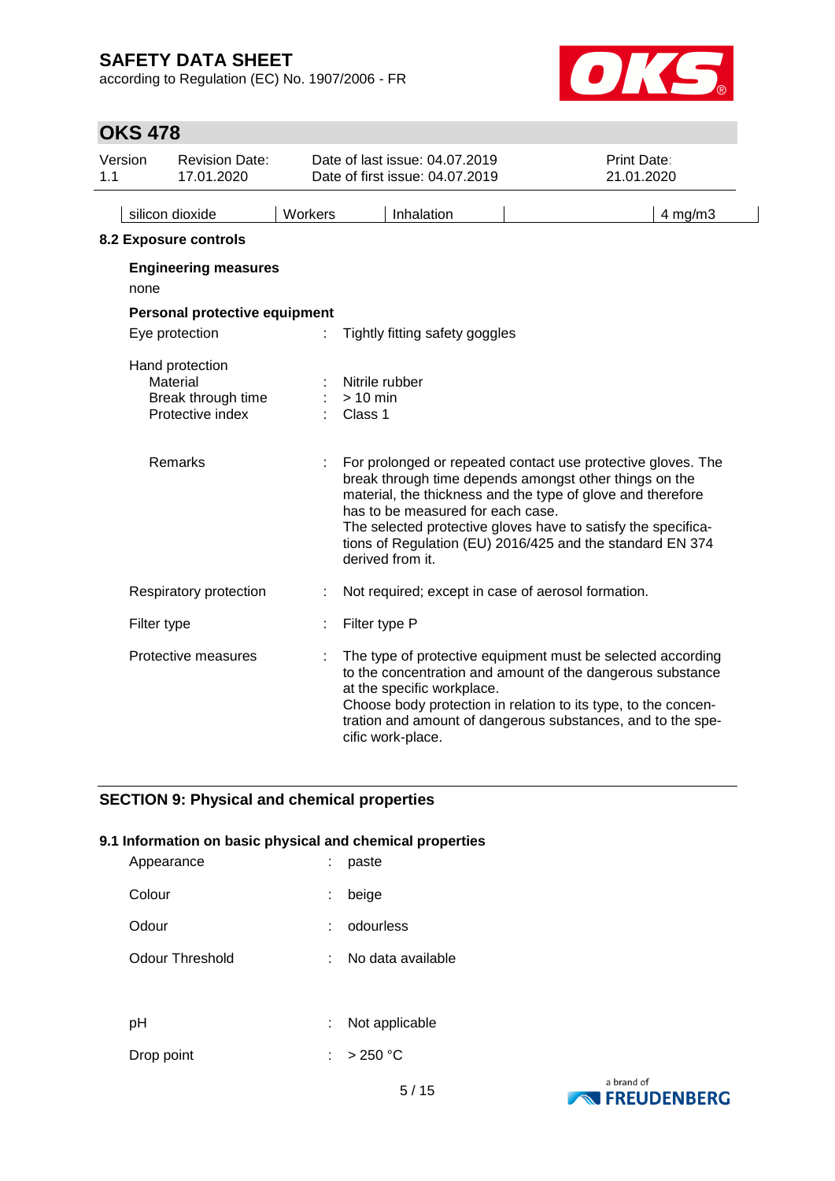| silicon dioxide | Workers | Inhalation | | 4 mg/m3 |
|---|---|---|---|---|

### 8.2 Exposure controls

**Engineering measures**

none

**Personal protective equipment**

Eye protection : Tightly fitting safety goggles

Hand protection
- Material : Nitrile rubber
- Break through time : > 10 min
- Protective index : Class 1

Remarks : For prolonged or repeated contact use protective gloves. The break through time depends amongst other things on the material, the thickness and the type of glove and therefore has to be measured for each case.
The selected protective gloves have to satisfy the specifications of Regulation (EU) 2016/425 and the standard EN 374 derived from it.

Respiratory protection : Not required; except in case of aerosol formation.

Filter type : Filter type P

Protective measures : The type of protective equipment must be selected according to the concentration and amount of the dangerous substance at the specific workplace.
Choose body protection in relation to its type, to the concentration and amount of dangerous substances, and to the specific work-place.

## SECTION 9: Physical and chemical properties

### 9.1 Information on basic physical and chemical properties

Appearance : paste

Colour : beige

Odour : odourless

Odour Threshold : No data available

pH : Not applicable

Drop point : > 250 °C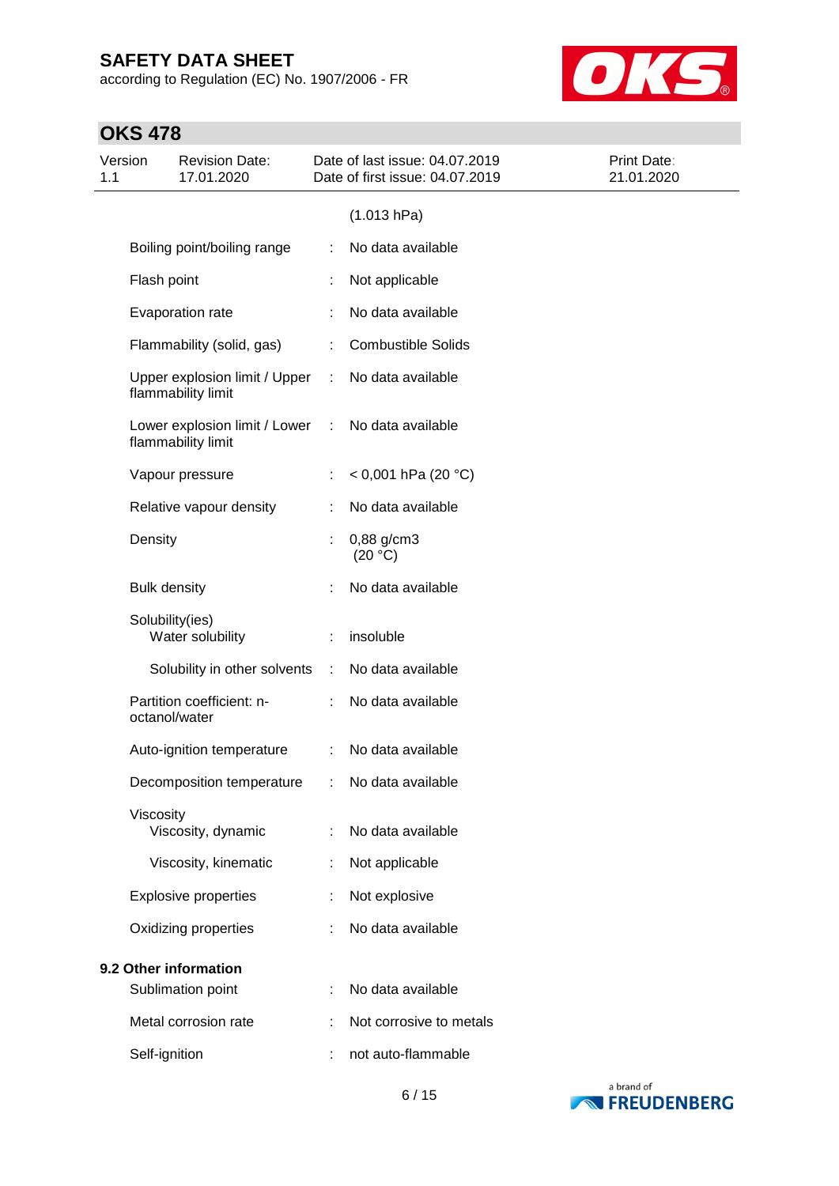(1.013 hPa)

| | | |
|---|---|---|
| Boiling point/boiling range | : | No data available |
| Flash point | : | Not applicable |
| Evaporation rate | : | No data available |
| Flammability (solid, gas) | : | Combustible Solids |
| Upper explosion limit / Upper flammability limit | : | No data available |
| Lower explosion limit / Lower flammability limit | : | No data available |
| Vapour pressure | : | < 0,001 hPa (20 °C) |
| Relative vapour density | : | No data available |
| Density | : | 0,88 g/cm3 (20 °C) |
| Bulk density | : | No data available |
| Solubility(ies) | | |
| Water solubility | : | insoluble |
| Solubility in other solvents | : | No data available |
| Partition coefficient: n-octanol/water | : | No data available |
| Auto-ignition temperature | : | No data available |
| Decomposition temperature | : | No data available |
| Viscosity | | |
| Viscosity, dynamic | : | No data available |
| Viscosity, kinematic | : | Not applicable |
| Explosive properties | : | Not explosive |
| Oxidizing properties | : | No data available |

**9.2 Other information**

| | | |
|---|---|---|
| Sublimation point | : | No data available |
| Metal corrosion rate | : | Not corrosive to metals |
| Self-ignition | : | not auto-flammable |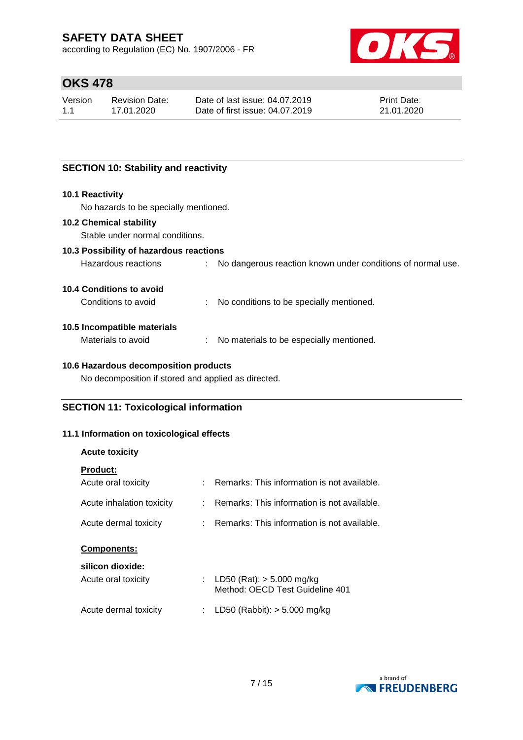## SECTION 10: Stability and reactivity

### 10.1 Reactivity

No hazards to be specially mentioned.

### 10.2 Chemical stability

Stable under normal conditions.

### 10.3 Possibility of hazardous reactions

Hazardous reactions : No dangerous reaction known under conditions of normal use.

### 10.4 Conditions to avoid

Conditions to avoid : No conditions to be specially mentioned.

### 10.5 Incompatible materials

Materials to avoid : No materials to be especially mentioned.

### 10.6 Hazardous decomposition products

No decomposition if stored and applied as directed.

## SECTION 11: Toxicological information

### 11.1 Information on toxicological effects

**Acute toxicity**

**Product:**

Acute oral toxicity : Remarks: This information is not available.

Acute inhalation toxicity : Remarks: This information is not available.

Acute dermal toxicity : Remarks: This information is not available.

**Components:**

**silicon dioxide:**

Acute oral toxicity : LD50 (Rat): > 5.000 mg/kg
Method: OECD Test Guideline 401

Acute dermal toxicity : LD50 (Rabbit): > 5.000 mg/kg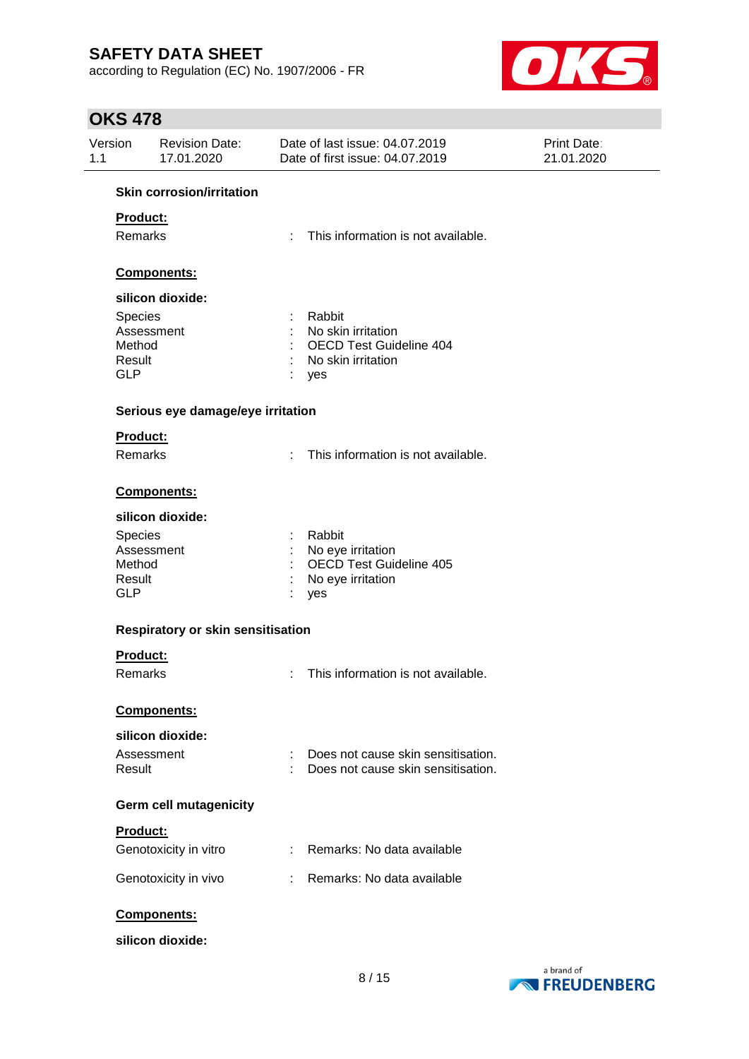**Skin corrosion/irritation**

**Product:**

Remarks : This information is not available.

**Components:**

**silicon dioxide:**

Species : Rabbit
Assessment : No skin irritation
Method : OECD Test Guideline 404
Result : No skin irritation
GLP : yes

**Serious eye damage/eye irritation**

**Product:**

Remarks : This information is not available.

**Components:**

**silicon dioxide:**

Species : Rabbit
Assessment : No eye irritation
Method : OECD Test Guideline 405
Result : No eye irritation
GLP : yes

**Respiratory or skin sensitisation**

**Product:**

Remarks : This information is not available.

**Components:**

**silicon dioxide:**

Assessment : Does not cause skin sensitisation.
Result : Does not cause skin sensitisation.

**Germ cell mutagenicity**

**Product:**

Genotoxicity in vitro : Remarks: No data available

Genotoxicity in vivo : Remarks: No data available

**Components:**

**silicon dioxide:**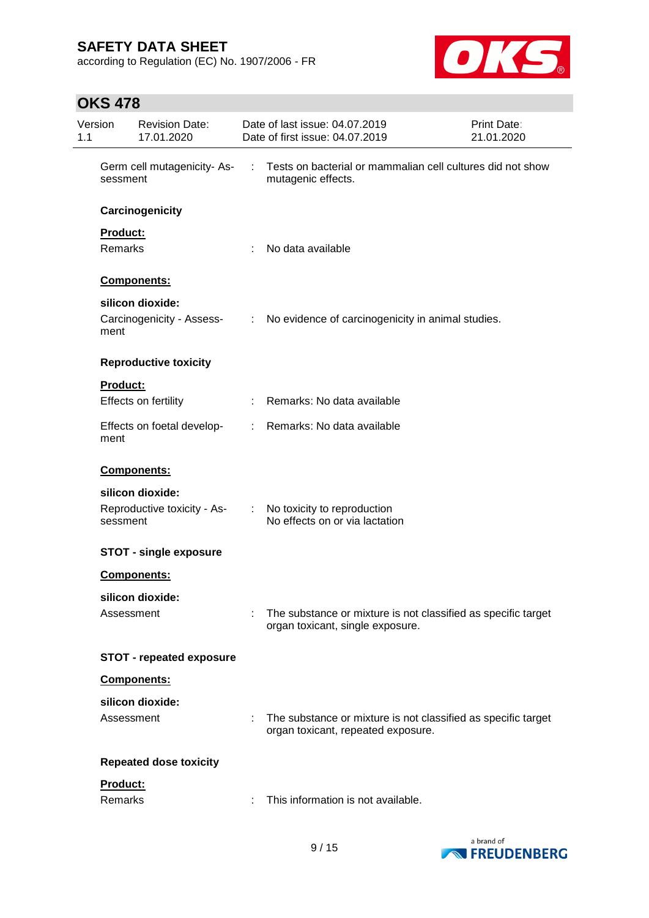Germ cell mutagenicity- Assessment : Tests on bacterial or mammalian cell cultures did not show mutagenic effects.

**Carcinogenicity**

**Product:**

Remarks : No data available

**Components:**

**silicon dioxide:**

Carcinogenicity - Assessment : No evidence of carcinogenicity in animal studies.

**Reproductive toxicity**

**Product:**

Effects on fertility : Remarks: No data available

Effects on foetal development : Remarks: No data available

**Components:**

**silicon dioxide:**

Reproductive toxicity - Assessment : No toxicity to reproduction
No effects on or via lactation

**STOT - single exposure**

**Components:**

**silicon dioxide:**

Assessment : The substance or mixture is not classified as specific target organ toxicant, single exposure.

**STOT - repeated exposure**

**Components:**

**silicon dioxide:**

Assessment : The substance or mixture is not classified as specific target organ toxicant, repeated exposure.

**Repeated dose toxicity**

**Product:**

Remarks : This information is not available.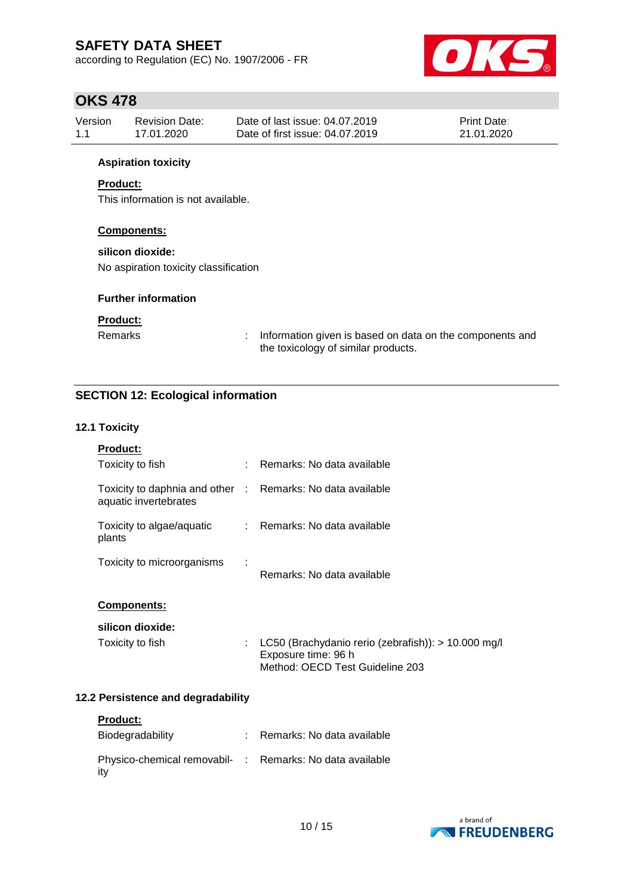**Aspiration toxicity**

**Product:**

This information is not available.

**Components:**

**silicon dioxide:**

No aspiration toxicity classification

**Further information**

**Product:**

| | | |
|---|---|---|
| Remarks | : | Information given is based on data on the components and the toxicology of similar products. |

## SECTION 12: Ecological information

### 12.1 Toxicity

**Product:**

| | | |
|---|---|---|
| Toxicity to fish | : | Remarks: No data available |
| Toxicity to daphnia and other aquatic invertebrates | : | Remarks: No data available |
| Toxicity to algae/aquatic plants | : | Remarks: No data available |
| Toxicity to microorganisms | : | Remarks: No data available |

**Components:**

**silicon dioxide:**

| | | |
|---|---|---|
| Toxicity to fish | : | LC50 (Brachydanio rerio (zebrafish)): > 10.000 mg/l<br>Exposure time: 96 h<br>Method: OECD Test Guideline 203 |

### 12.2 Persistence and degradability

**Product:**

| | | |
|---|---|---|
| Biodegradability | : | Remarks: No data available |
| Physico-chemical removability | : | Remarks: No data available |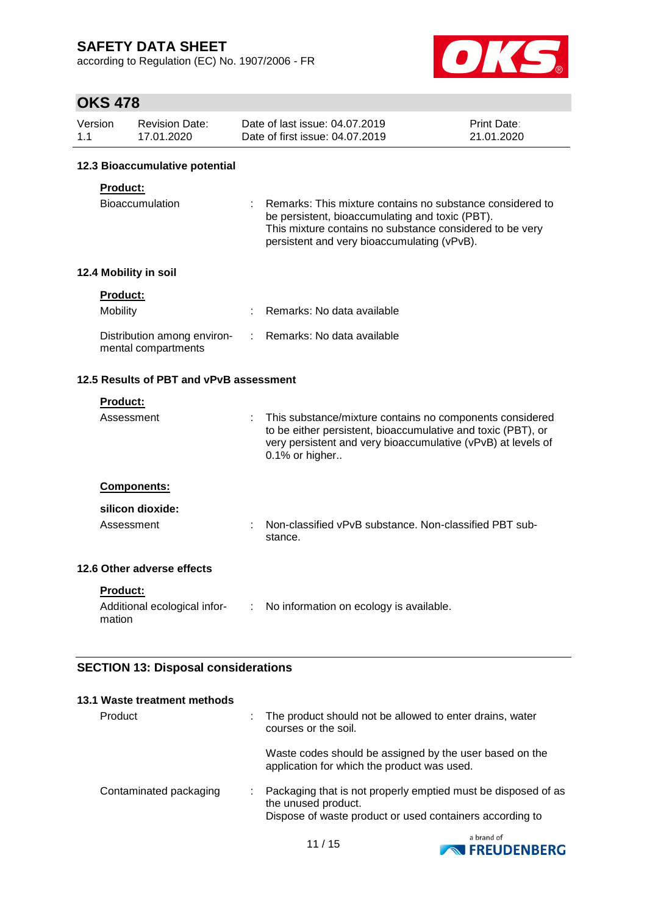### 12.3 Bioaccumulative potential

**Product:**

| | | |
|---|---|---|
| Bioaccumulation | : | Remarks: This mixture contains no substance considered to be persistent, bioaccumulating and toxic (PBT). This mixture contains no substance considered to be very persistent and very bioaccumulating (vPvB). |

### 12.4 Mobility in soil

**Product:**

| | | |
|---|---|---|
| Mobility | : | Remarks: No data available |
| Distribution among environmental compartments | : | Remarks: No data available |

### 12.5 Results of PBT and vPvB assessment

**Product:**

| | | |
|---|---|---|
| Assessment | : | This substance/mixture contains no components considered to be either persistent, bioaccumulative and toxic (PBT), or very persistent and very bioaccumulative (vPvB) at levels of 0.1% or higher.. |

**Components:**

**silicon dioxide:**

| | | |
|---|---|---|
| Assessment | : | Non-classified vPvB substance. Non-classified PBT substance. |

### 12.6 Other adverse effects

**Product:**

| | | |
|---|---|---|
| Additional ecological information | : | No information on ecology is available. |

## SECTION 13: Disposal considerations

### 13.1 Waste treatment methods

| | | |
|---|---|---|
| Product | : | The product should not be allowed to enter drains, water courses or the soil.<br><br>Waste codes should be assigned by the user based on the application for which the product was used. |
| Contaminated packaging | : | Packaging that is not properly emptied must be disposed of as the unused product.<br>Dispose of waste product or used containers according to |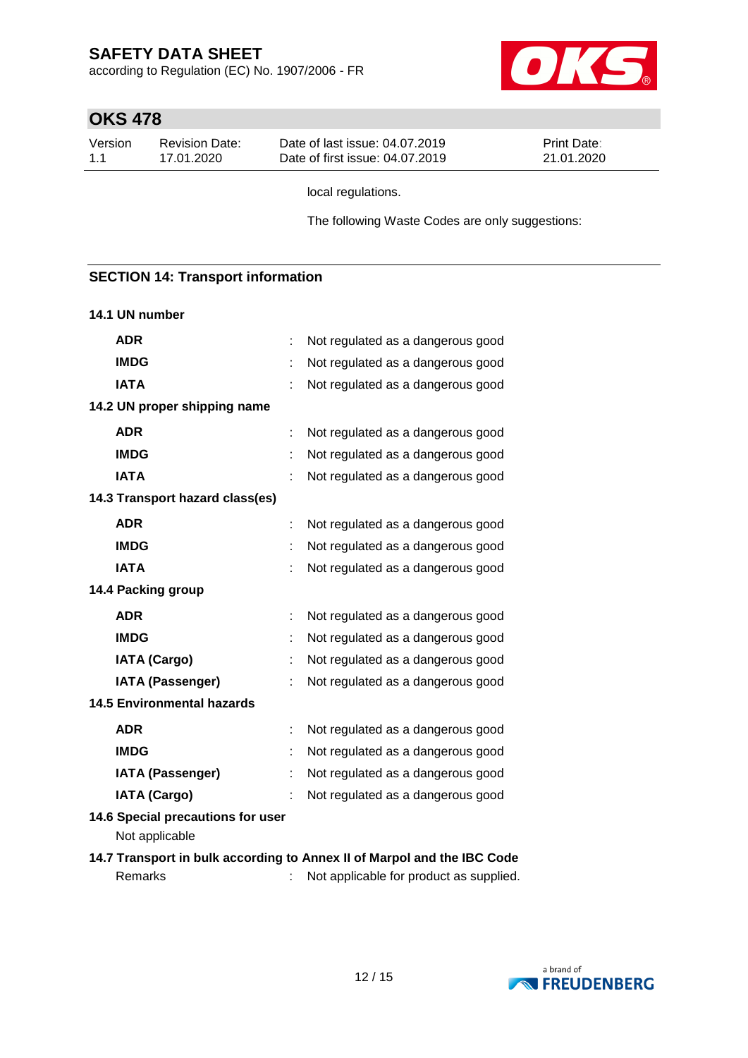local regulations.

The following Waste Codes are only suggestions:

## SECTION 14: Transport information

### 14.1 UN number

| | | |
|---|---|---|
| **ADR** | : | Not regulated as a dangerous good |
| **IMDG** | : | Not regulated as a dangerous good |
| **IATA** | : | Not regulated as a dangerous good |

### 14.2 UN proper shipping name

| | | |
|---|---|---|
| **ADR** | : | Not regulated as a dangerous good |
| **IMDG** | : | Not regulated as a dangerous good |
| **IATA** | : | Not regulated as a dangerous good |

### 14.3 Transport hazard class(es)

| | | |
|---|---|---|
| **ADR** | : | Not regulated as a dangerous good |
| **IMDG** | : | Not regulated as a dangerous good |
| **IATA** | : | Not regulated as a dangerous good |

### 14.4 Packing group

| | | |
|---|---|---|
| **ADR** | : | Not regulated as a dangerous good |
| **IMDG** | : | Not regulated as a dangerous good |
| **IATA (Cargo)** | : | Not regulated as a dangerous good |
| **IATA (Passenger)** | : | Not regulated as a dangerous good |

### 14.5 Environmental hazards

| | | |
|---|---|---|
| **ADR** | : | Not regulated as a dangerous good |
| **IMDG** | : | Not regulated as a dangerous good |
| **IATA (Passenger)** | : | Not regulated as a dangerous good |
| **IATA (Cargo)** | : | Not regulated as a dangerous good |

### 14.6 Special precautions for user

Not applicable

### 14.7 Transport in bulk according to Annex II of Marpol and the IBC Code

Remarks : Not applicable for product as supplied.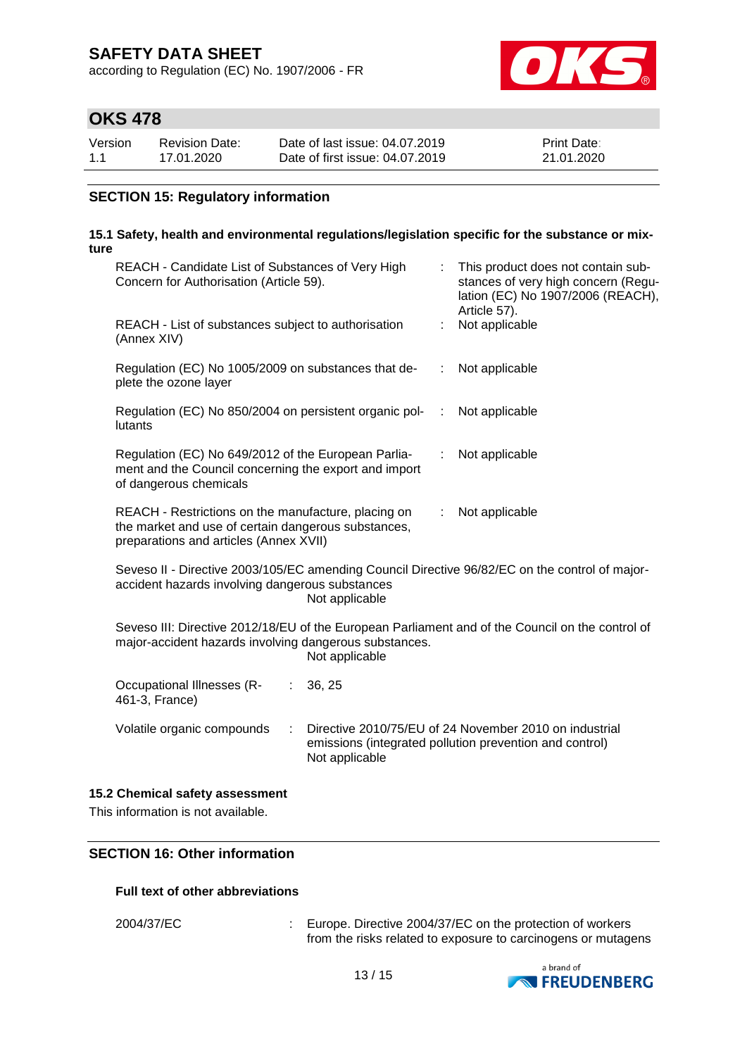## SECTION 15: Regulatory information

### 15.1 Safety, health and environmental regulations/legislation specific for the substance or mixture

| | | |
|---|---|---|
| REACH - Candidate List of Substances of Very High Concern for Authorisation (Article 59). | : | This product does not contain substances of very high concern (Regulation (EC) No 1907/2006 (REACH), Article 57). |
| REACH - List of substances subject to authorisation (Annex XIV) | : | Not applicable |
| Regulation (EC) No 1005/2009 on substances that deplete the ozone layer | : | Not applicable |
| Regulation (EC) No 850/2004 on persistent organic pollutants | : | Not applicable |
| Regulation (EC) No 649/2012 of the European Parliament and the Council concerning the export and import of dangerous chemicals | : | Not applicable |
| REACH - Restrictions on the manufacture, placing on the market and use of certain dangerous substances, preparations and articles (Annex XVII) | : | Not applicable |

Seveso II - Directive 2003/105/EC amending Council Directive 96/82/EC on the control of major-accident hazards involving dangerous substances
Not applicable

Seveso III: Directive 2012/18/EU of the European Parliament and of the Council on the control of major-accident hazards involving dangerous substances.
Not applicable

| | | |
|---|---|---|
| Occupational Illnesses (R-461-3, France) | : | 36, 25 |
| Volatile organic compounds | : | Directive 2010/75/EU of 24 November 2010 on industrial emissions (integrated pollution prevention and control)<br>Not applicable |

### 15.2 Chemical safety assessment

This information is not available.

## SECTION 16: Other information

**Full text of other abbreviations**

| | | |
|---|---|---|
| 2004/37/EC | : | Europe. Directive 2004/37/EC on the protection of workers from the risks related to exposure to carcinogens or mutagens |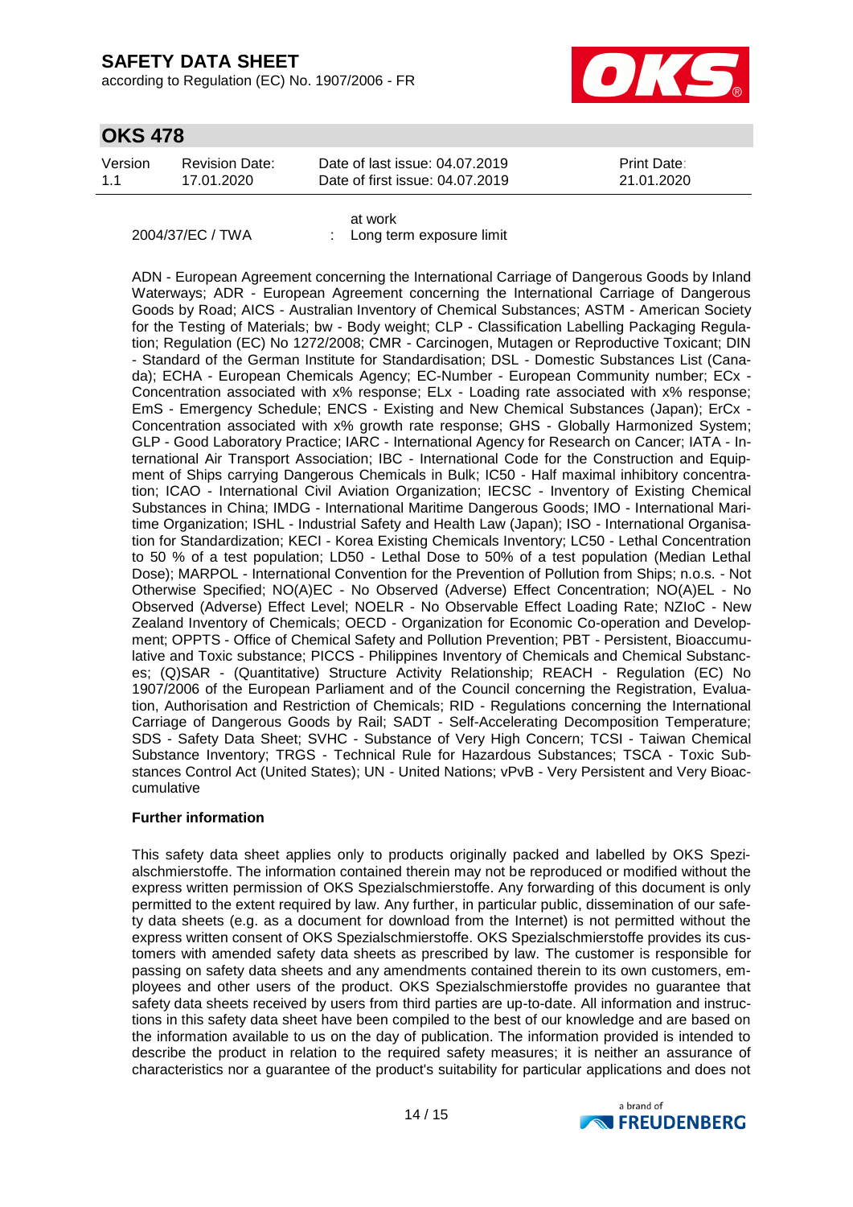at work

2004/37/EC / TWA : Long term exposure limit

ADN - European Agreement concerning the International Carriage of Dangerous Goods by Inland Waterways; ADR - European Agreement concerning the International Carriage of Dangerous Goods by Road; AICS - Australian Inventory of Chemical Substances; ASTM - American Society for the Testing of Materials; bw - Body weight; CLP - Classification Labelling Packaging Regulation; Regulation (EC) No 1272/2008; CMR - Carcinogen, Mutagen or Reproductive Toxicant; DIN - Standard of the German Institute for Standardisation; DSL - Domestic Substances List (Canada); ECHA - European Chemicals Agency; EC-Number - European Community number; ECx - Concentration associated with x% response; ELx - Loading rate associated with x% response; EmS - Emergency Schedule; ENCS - Existing and New Chemical Substances (Japan); ErCx - Concentration associated with x% growth rate response; GHS - Globally Harmonized System; GLP - Good Laboratory Practice; IARC - International Agency for Research on Cancer; IATA - International Air Transport Association; IBC - International Code for the Construction and Equipment of Ships carrying Dangerous Chemicals in Bulk; IC50 - Half maximal inhibitory concentration; ICAO - International Civil Aviation Organization; IECSC - Inventory of Existing Chemical Substances in China; IMDG - International Maritime Dangerous Goods; IMO - International Maritime Organization; ISHL - Industrial Safety and Health Law (Japan); ISO - International Organisation for Standardization; KECI - Korea Existing Chemicals Inventory; LC50 - Lethal Concentration to 50 % of a test population; LD50 - Lethal Dose to 50% of a test population (Median Lethal Dose); MARPOL - International Convention for the Prevention of Pollution from Ships; n.o.s. - Not Otherwise Specified; NO(A)EC - No Observed (Adverse) Effect Concentration; NO(A)EL - No Observed (Adverse) Effect Level; NOELR - No Observable Effect Loading Rate; NZIoC - New Zealand Inventory of Chemicals; OECD - Organization for Economic Co-operation and Development; OPPTS - Office of Chemical Safety and Pollution Prevention; PBT - Persistent, Bioaccumulative and Toxic substance; PICCS - Philippines Inventory of Chemicals and Chemical Substances; (Q)SAR - (Quantitative) Structure Activity Relationship; REACH - Regulation (EC) No 1907/2006 of the European Parliament and of the Council concerning the Registration, Evaluation, Authorisation and Restriction of Chemicals; RID - Regulations concerning the International Carriage of Dangerous Goods by Rail; SADT - Self-Accelerating Decomposition Temperature; SDS - Safety Data Sheet; SVHC - Substance of Very High Concern; TCSI - Taiwan Chemical Substance Inventory; TRGS - Technical Rule for Hazardous Substances; TSCA - Toxic Substances Control Act (United States); UN - United Nations; vPvB - Very Persistent and Very Bioaccumulative

**Further information**

This safety data sheet applies only to products originally packed and labelled by OKS Spezialschmierstoffe. The information contained therein may not be reproduced or modified without the express written permission of OKS Spezialschmierstoffe. Any forwarding of this document is only permitted to the extent required by law. Any further, in particular public, dissemination of our safety data sheets (e.g. as a document for download from the Internet) is not permitted without the express written consent of OKS Spezialschmierstoffe. OKS Spezialschmierstoffe provides its customers with amended safety data sheets as prescribed by law. The customer is responsible for passing on safety data sheets and any amendments contained therein to its own customers, employees and other users of the product. OKS Spezialschmierstoffe provides no guarantee that safety data sheets received by users from third parties are up-to-date. All information and instructions in this safety data sheet have been compiled to the best of our knowledge and are based on the information available to us on the day of publication. The information provided is intended to describe the product in relation to the required safety measures; it is neither an assurance of characteristics nor a guarantee of the product's suitability for particular applications and does not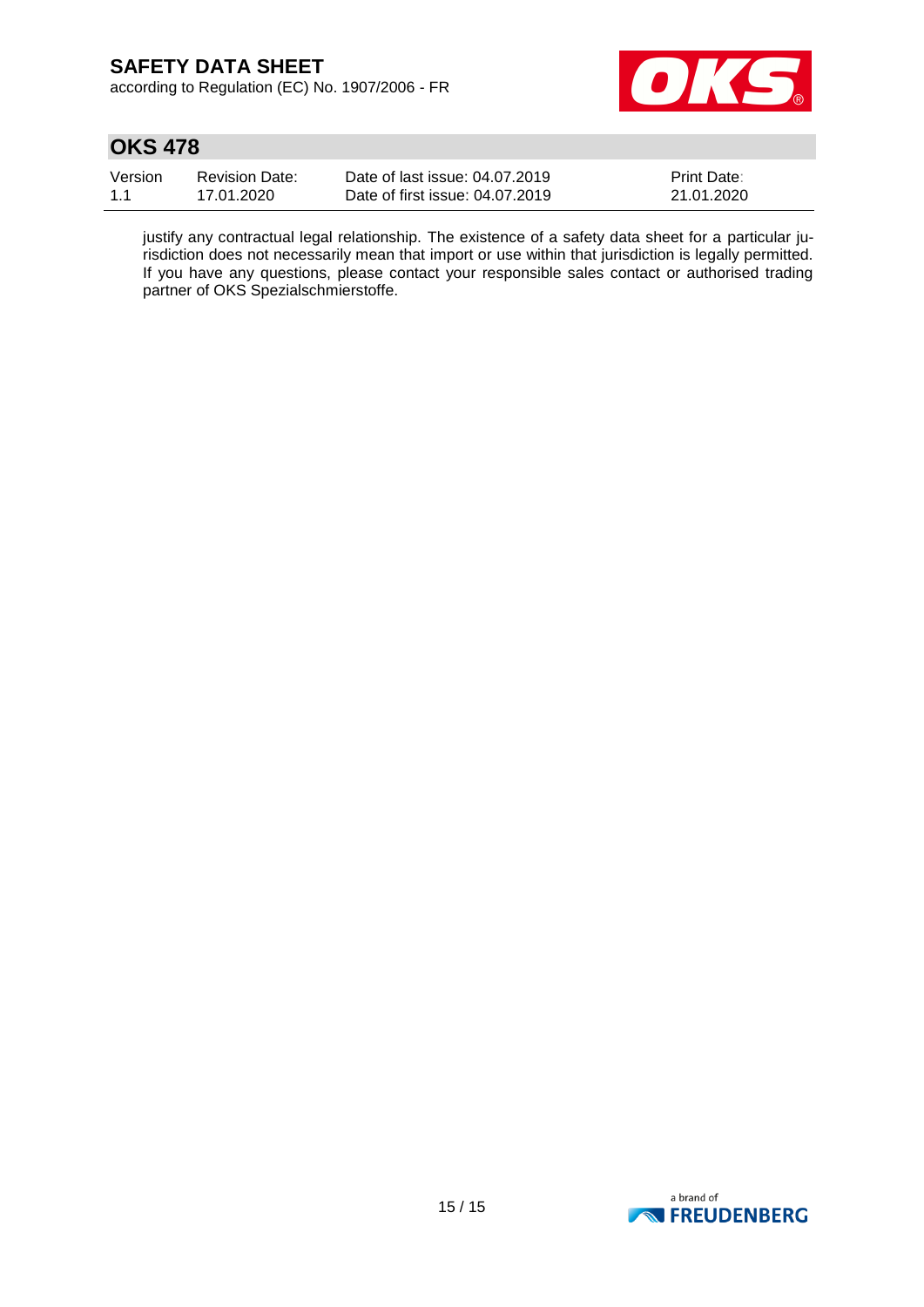justify any contractual legal relationship. The existence of a safety data sheet for a particular jurisdiction does not necessarily mean that import or use within that jurisdiction is legally permitted. If you have any questions, please contact your responsible sales contact or authorised trading partner of OKS Spezialschmierstoffe.